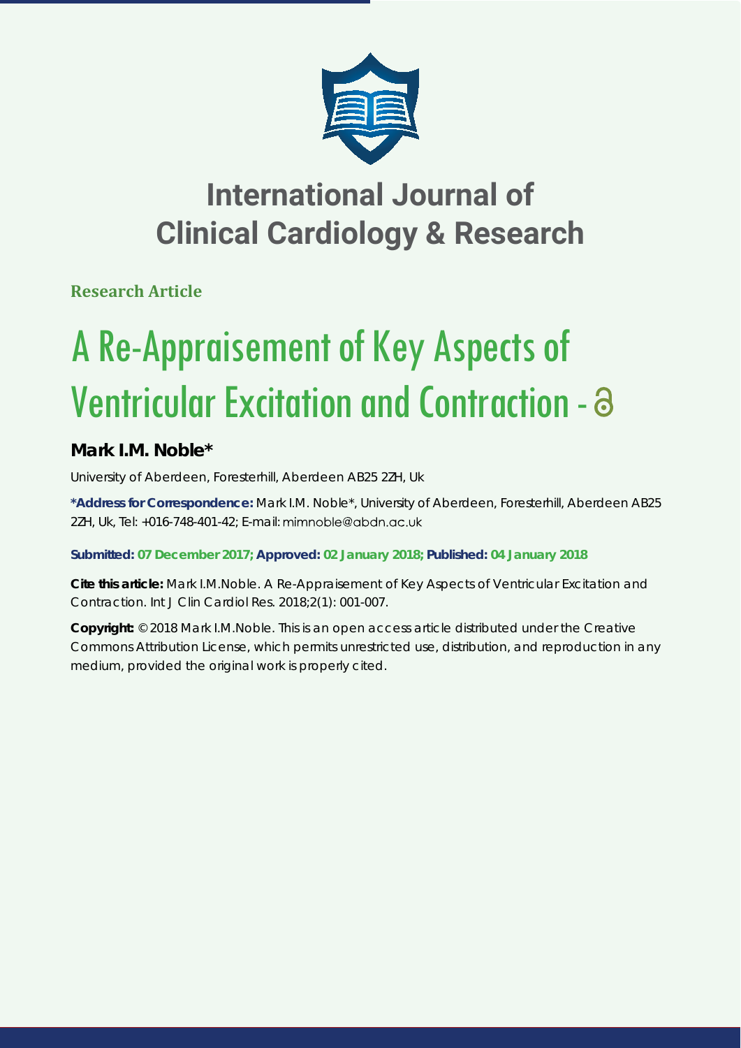# International Journal of Clinical Cardiology & Research

**Research Article**

# A Re-Appraisement of Key Aspects of Ventricular Excitation and Contraction -

## Mark I.M. Noble*

University of Aberdeen, Foresterhill, Aberdeen AB25 2ZH, Uk

**\*Address for Correspondence:** Mark I.M. Noble*, University of Aberdeen, Foresterhill, Aberdeen AB25 2ZH, Uk, Tel: +016-748-401-42; E-mail: mimnoble@abdn.ac.uk

**Submitted: 07 December 2017; Approved: 02 January 2018; Published: 04 January 2018**

**Cite this article:** Mark I.M.Noble. A Re-Appraisement of Key Aspects of Ventricular Excitation and Contraction. Int J Clin Cardiol Res. 2018;2(1): 001-007.

**Copyright:** © 2018 Mark I.M.Noble. This is an open access article distributed under the Creative Commons Attribution License, which permits unrestricted use, distribution, and reproduction in any medium, provided the original work is properly cited.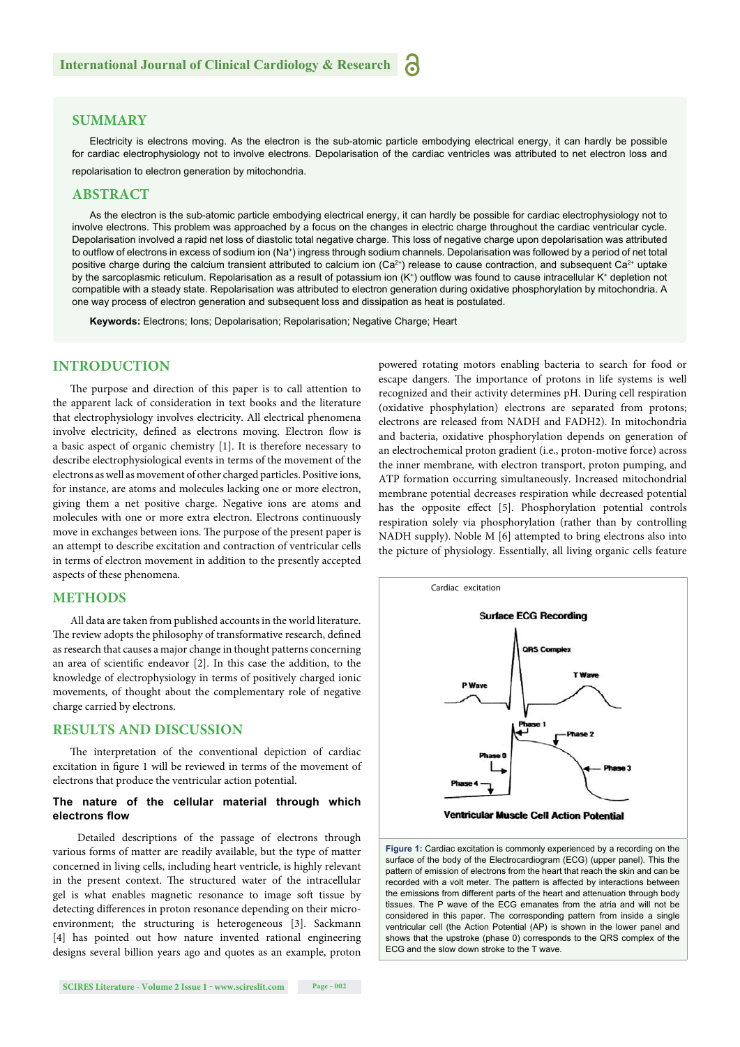## SUMMARY

Electricity is electrons moving. As the electron is the sub-atomic particle embodying electrical energy, it can hardly be possible for cardiac electrophysiology not to involve electrons. Depolarisation of the cardiac ventricles was attributed to net electron loss and repolarisation to electron generation by mitochondria.

## ABSTRACT

As the electron is the sub-atomic particle embodying electrical energy, it can hardly be possible for cardiac electrophysiology not to involve electrons. This problem was approached by a focus on the changes in electric charge throughout the cardiac ventricular cycle. Depolarisation involved a rapid net loss of diastolic total negative charge. This loss of negative charge upon depolarisation was attributed to outflow of electrons in excess of sodium ion ($Na^+$) ingress through sodium channels. Depolarisation was followed by a period of net total positive charge during the calcium transient attributed to calcium ion ($Ca^{2+}$) release to cause contraction, and subsequent $Ca^{2+}$ uptake by the sarcoplasmic reticulum. Repolarisation as a result of potassium ion ($K^+$) outflow was found to cause intracellular $K^+$ depletion not compatible with a steady state. Repolarisation was attributed to electron generation during oxidative phosphorylation by mitochondria. A one way process of electron generation and subsequent loss and dissipation as heat is postulated.

**Keywords:** Electrons; Ions; Depolarisation; Repolarisation; Negative Charge; Heart

## INTRODUCTION

The purpose and direction of this paper is to call attention to the apparent lack of consideration in text books and the literature that electrophysiology involves electricity. All electrical phenomena involve electricity, defined as electrons moving. Electron flow is a basic aspect of organic chemistry [1]. It is therefore necessary to describe electrophysiological events in terms of the movement of the electrons as well as movement of other charged particles. Positive ions, for instance, are atoms and molecules lacking one or more electron, giving them a net positive charge. Negative ions are atoms and molecules with one or more extra electron. Electrons continuously move in exchanges between ions. The purpose of the present paper is an attempt to describe excitation and contraction of ventricular cells in terms of electron movement in addition to the presently accepted aspects of these phenomena.

## METHODS

All data are taken from published accounts in the world literature. The review adopts the philosophy of transformative research, defined as research that causes a major change in thought patterns concerning an area of scientific endeavor [2]. In this case the addition, to the knowledge of electrophysiology in terms of positively charged ionic movements, of thought about the complementary role of negative charge carried by electrons.

## RESULTS AND DISCUSSION

The interpretation of the conventional depiction of cardiac excitation in figure 1 will be reviewed in terms of the movement of electrons that produce the ventricular action potential.

### The nature of the cellular material through which electrons flow

Detailed descriptions of the passage of electrons through various forms of matter are readily available, but the type of matter concerned in living cells, including heart ventricle, is highly relevant in the present context. The structured water of the intracellular gel is what enables magnetic resonance to image soft tissue by detecting differences in proton resonance depending on their micro-environment; the structuring is heterogeneous [3]. Sackmann [4] has pointed out how nature invented rational engineering designs several billion years ago and quotes as an example, proton powered rotating motors enabling bacteria to search for food or escape dangers. The importance of protons in life systems is well recognized and their activity determines pH. During cell respiration (oxidative phosphylation) electrons are separated from protons; electrons are released from NADH and FADH2). In mitochondria and bacteria, oxidative phosphorylation depends on generation of an electrochemical proton gradient (i.e., proton-motive force) across the inner membrane, with electron transport, proton pumping, and ATP formation occurring simultaneously. Increased mitochondrial membrane potential decreases respiration while decreased potential has the opposite effect [5]. Phosphorylation potential controls respiration solely via phosphorylation (rather than by controlling NADH supply). Noble M [6] attempted to bring electrons also into the picture of physiology. Essentially, all living organic cells feature

**Figure 1:** Cardiac excitation is commonly experienced by a recording on the surface of the body of the Electrocardiogram (ECG) (upper panel). This the pattern of emission of electrons from the heart that reach the skin and can be recorded with a volt meter. The pattern is affected by interactions between the emissions from different parts of the heart and attenuation through body tissues. The P wave of the ECG emanates from the atria and will not be considered in this paper. The corresponding pattern from inside a single ventricular cell (the Action Potential (AP) is shown in the lower panel and shows that the upstroke (phase 0) corresponds to the QRS complex of the ECG and the slow down stroke to the T wave.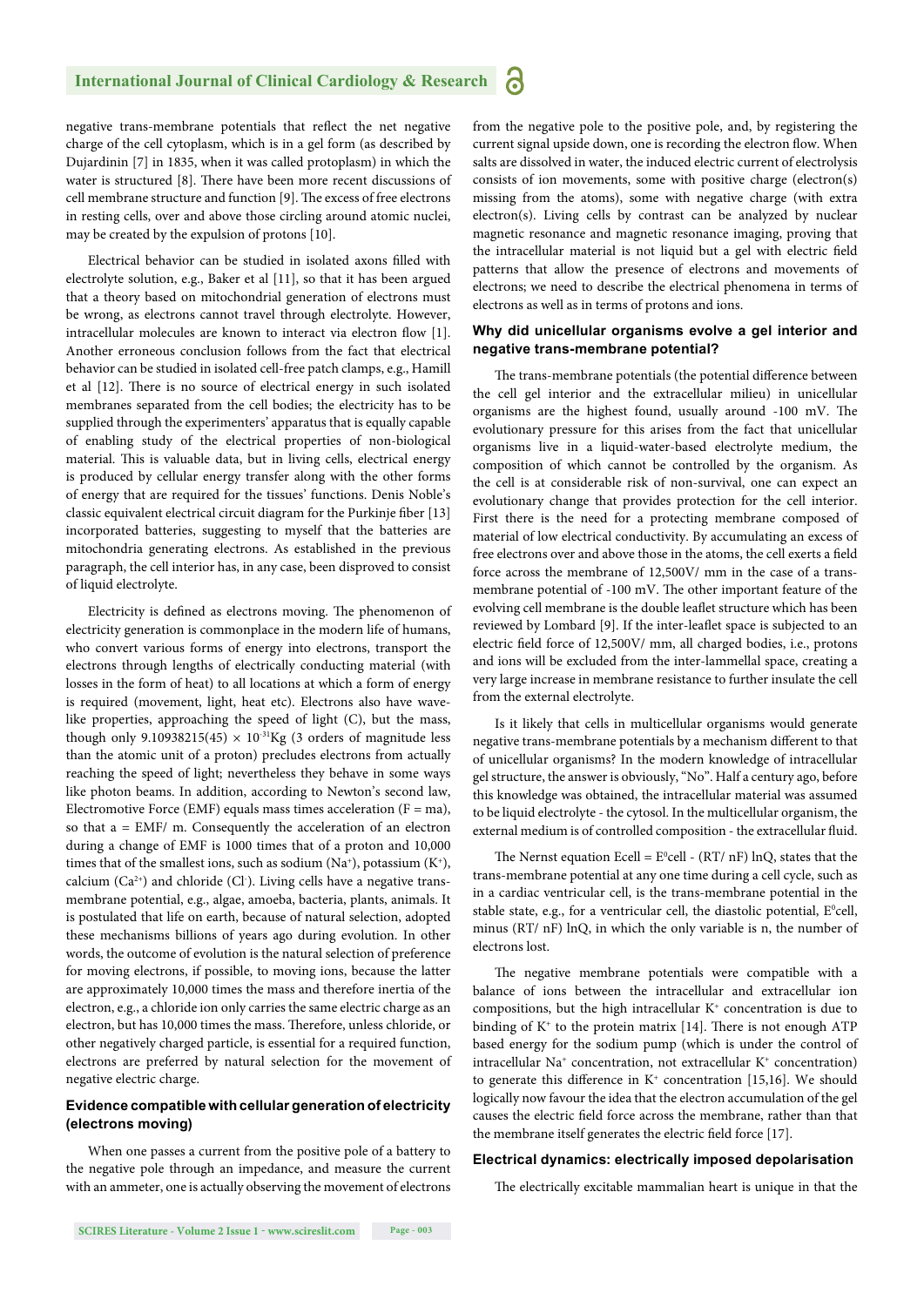negative trans-membrane potentials that reflect the net negative charge of the cell cytoplasm, which is in a gel form (as described by Dujardinin [7] in 1835, when it was called protoplasm) in which the water is structured [8]. There have been more recent discussions of cell membrane structure and function [9]. The excess of free electrons in resting cells, over and above those circling around atomic nuclei, may be created by the expulsion of protons [10].

Electrical behavior can be studied in isolated axons filled with electrolyte solution, e.g., Baker et al [11], so that it has been argued that a theory based on mitochondrial generation of electrons must be wrong, as electrons cannot travel through electrolyte. However, intracellular molecules are known to interact via electron flow [1]. Another erroneous conclusion follows from the fact that electrical behavior can be studied in isolated cell-free patch clamps, e.g., Hamill et al [12]. There is no source of electrical energy in such isolated membranes separated from the cell bodies; the electricity has to be supplied through the experimenters' apparatus that is equally capable of enabling study of the electrical properties of non-biological material. This is valuable data, but in living cells, electrical energy is produced by cellular energy transfer along with the other forms of energy that are required for the tissues' functions. Denis Noble's classic equivalent electrical circuit diagram for the Purkinje fiber [13] incorporated batteries, suggesting to myself that the batteries are mitochondria generating electrons. As established in the previous paragraph, the cell interior has, in any case, been disproved to consist of liquid electrolyte.

Electricity is defined as electrons moving. The phenomenon of electricity generation is commonplace in the modern life of humans, who convert various forms of energy into electrons, transport the electrons through lengths of electrically conducting material (with losses in the form of heat) to all locations at which a form of energy is required (movement, light, heat etc). Electrons also have wave-like properties, approaching the speed of light (C), but the mass, though only $9.10938215(45) \times 10^{-31}$Kg (3 orders of magnitude less than the atomic unit of a proton) precludes electrons from actually reaching the speed of light; nevertheless they behave in some ways like photon beams. In addition, according to Newton's second law, Electromotive Force (EMF) equals mass times acceleration ($F = ma$), so that $a = EMF/m$. Consequently the acceleration of an electron during a change of EMF is 1000 times that of a proton and 10,000 times that of the smallest ions, such as sodium ($Na^+$), potassium ($K^+$), calcium ($Ca^{2+}$) and chloride ($Cl^-$). Living cells have a negative trans-membrane potential, e.g., algae, amoeba, bacteria, plants, animals. It is postulated that life on earth, because of natural selection, adopted these mechanisms billions of years ago during evolution. In other words, the outcome of evolution is the natural selection of preference for moving electrons, if possible, to moving ions, because the latter are approximately 10,000 times the mass and therefore inertia of the electron, e.g., a chloride ion only carries the same electric charge as an electron, but has 10,000 times the mass. Therefore, unless chloride, or other negatively charged particle, is essential for a required function, electrons are preferred by natural selection for the movement of negative electric charge.

## Evidence compatible with cellular generation of electricity (electrons moving)

When one passes a current from the positive pole of a battery to the negative pole through an impedance, and measure the current with an ammeter, one is actually observing the movement of electrons from the negative pole to the positive pole, and, by registering the current signal upside down, one is recording the electron flow. When salts are dissolved in water, the induced electric current of electrolysis consists of ion movements, some with positive charge (electron(s) missing from the atoms), some with negative charge (with extra electron(s). Living cells by contrast can be analyzed by nuclear magnetic resonance and magnetic resonance imaging, proving that the intracellular material is not liquid but a gel with electric field patterns that allow the presence of electrons and movements of electrons; we need to describe the electrical phenomena in terms of electrons as well as in terms of protons and ions.

## Why did unicellular organisms evolve a gel interior and negative trans-membrane potential?

The trans-membrane potentials (the potential difference between the cell gel interior and the extracellular milieu) in unicellular organisms are the highest found, usually around -100 mV. The evolutionary pressure for this arises from the fact that unicellular organisms live in a liquid-water-based electrolyte medium, the composition of which cannot be controlled by the organism. As the cell is at considerable risk of non-survival, one can expect an evolutionary change that provides protection for the cell interior. First there is the need for a protecting membrane composed of material of low electrical conductivity. By accumulating an excess of free electrons over and above those in the atoms, the cell exerts a field force across the membrane of 12,500V/ mm in the case of a trans-membrane potential of -100 mV. The other important feature of the evolving cell membrane is the double leaflet structure which has been reviewed by Lombard [9]. If the inter-leaflet space is subjected to an electric field force of 12,500V/ mm, all charged bodies, i.e., protons and ions will be excluded from the inter-lammellal space, creating a very large increase in membrane resistance to further insulate the cell from the external electrolyte.

Is it likely that cells in multicellular organisms would generate negative trans-membrane potentials by a mechanism different to that of unicellular organisms? In the modern knowledge of intracellular gel structure, the answer is obviously, "No". Half a century ago, before this knowledge was obtained, the intracellular material was assumed to be liquid electrolyte - the cytosol. In the multicellular organism, the external medium is of controlled composition - the extracellular fluid.

The Nernst equation $E_{cell} = E^0_{cell} - (RT/nF) \ln Q$, states that the trans-membrane potential at any one time during a cell cycle, such as in a cardiac ventricular cell, is the trans-membrane potential in the stable state, e.g., for a ventricular cell, the diastolic potential, $E^0$cell, minus $(RT/nF) \ln Q$, in which the only variable is n, the number of electrons lost.

The negative membrane potentials were compatible with a balance of ions between the intracellular and extracellular ion compositions, but the high intracellular $K^+$ concentration is due to binding of $K^+$ to the protein matrix [14]. There is not enough ATP based energy for the sodium pump (which is under the control of intracellular $Na^+$ concentration, not extracellular $K^+$ concentration) to generate this difference in $K^+$ concentration [15,16]. We should logically now favour the idea that the electron accumulation of the gel causes the electric field force across the membrane, rather than that the membrane itself generates the electric field force [17].

## Electrical dynamics: electrically imposed depolarisation

The electrically excitable mammalian heart is unique in that the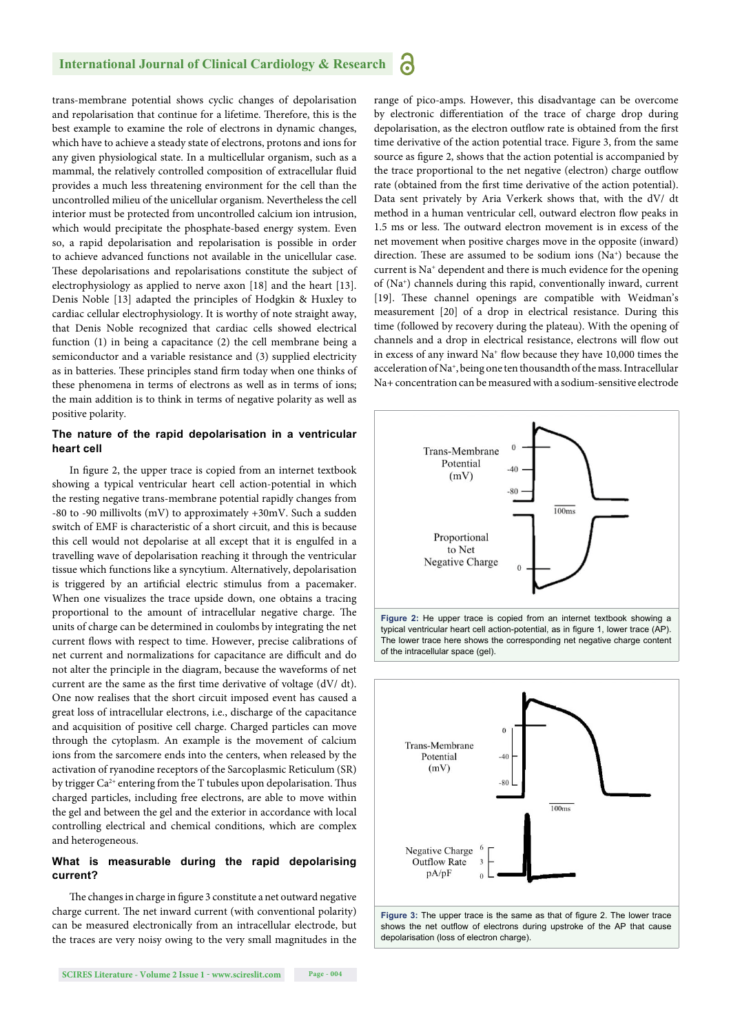trans-membrane potential shows cyclic changes of depolarisation and repolarisation that continue for a lifetime. Therefore, this is the best example to examine the role of electrons in dynamic changes, which have to achieve a steady state of electrons, protons and ions for any given physiological state. In a multicellular organism, such as a mammal, the relatively controlled composition of extracellular fluid provides a much less threatening environment for the cell than the uncontrolled milieu of the unicellular organism. Nevertheless the cell interior must be protected from uncontrolled calcium ion intrusion, which would precipitate the phosphate-based energy system. Even so, a rapid depolarisation and repolarisation is possible in order to achieve advanced functions not available in the unicellular case. These depolarisations and repolarisations constitute the subject of electrophysiology as applied to nerve axon [18] and the heart [13]. Denis Noble [13] adapted the principles of Hodgkin & Huxley to cardiac cellular electrophysiology. It is worthy of note straight away, that Denis Noble recognized that cardiac cells showed electrical function (1) in being a capacitance (2) the cell membrane being a semiconductor and a variable resistance and (3) supplied electricity as in batteries. These principles stand firm today when one thinks of these phenomena in terms of electrons as well as in terms of ions; the main addition is to think in terms of negative polarity as well as positive polarity.

### The nature of the rapid depolarisation in a ventricular heart cell

In figure 2, the upper trace is copied from an internet textbook showing a typical ventricular heart cell action-potential in which the resting negative trans-membrane potential rapidly changes from -80 to -90 millivolts (mV) to approximately +30mV. Such a sudden switch of EMF is characteristic of a short circuit, and this is because this cell would not depolarise at all except that it is engulfed in a travelling wave of depolarisation reaching it through the ventricular tissue which functions like a syncytium. Alternatively, depolarisation is triggered by an artificial electric stimulus from a pacemaker. When one visualizes the trace upside down, one obtains a tracing proportional to the amount of intracellular negative charge. The units of charge can be determined in coulombs by integrating the net current flows with respect to time. However, precise calibrations of net current and normalizations for capacitance are difficult and do not alter the principle in the diagram, because the waveforms of net current are the same as the first time derivative of voltage (dV/ dt). One now realises that the short circuit imposed event has caused a great loss of intracellular electrons, i.e., discharge of the capacitance and acquisition of positive cell charge. Charged particles can move through the cytoplasm. An example is the movement of calcium ions from the sarcomere ends into the centers, when released by the activation of ryanodine receptors of the Sarcoplasmic Reticulum (SR) by trigger $Ca^{2+}$ entering from the T tubules upon depolarisation. Thus charged particles, including free electrons, are able to move within the gel and between the gel and the exterior in accordance with local controlling electrical and chemical conditions, which are complex and heterogeneous.

### What is measurable during the rapid depolarising current?

The changes in charge in figure 3 constitute a net outward negative charge current. The net inward current (with conventional polarity) can be measured electronically from an intracellular electrode, but the traces are very noisy owing to the very small magnitudes in the range of pico-amps. However, this disadvantage can be overcome by electronic differentiation of the trace of charge drop during depolarisation, as the electron outflow rate is obtained from the first time derivative of the action potential trace. Figure 3, from the same source as figure 2, shows that the action potential is accompanied by the trace proportional to the net negative (electron) charge outflow rate (obtained from the first time derivative of the action potential). Data sent privately by Aria Verkerk shows that, with the dV/ dt method in a human ventricular cell, outward electron flow peaks in 1.5 ms or less. The outward electron movement is in excess of the net movement when positive charges move in the opposite (inward) direction. These are assumed to be sodium ions ($Na^+$) because the current is $Na^+$ dependent and there is much evidence for the opening of ($Na^+$) channels during this rapid, conventionally inward, current [19]. These channel openings are compatible with Weidman's measurement [20] of a drop in electrical resistance. During this time (followed by recovery during the plateau). With the opening of channels and a drop in electrical resistance, electrons will flow out in excess of any inward $Na^+$ flow because they have 10,000 times the acceleration of $Na^+$, being one ten thousandth of the mass. Intracellular Na+ concentration can be measured with a sodium-sensitive electrode

**Figure 2:** He upper trace is copied from an internet textbook showing a typical ventricular heart cell action-potential, as in figure 1, lower trace (AP). The lower trace here shows the corresponding net negative charge content of the intracellular space (gel).

**Figure 3:** The upper trace is the same as that of figure 2. The lower trace shows the net outflow of electrons during upstroke of the AP that cause depolarisation (loss of electron charge).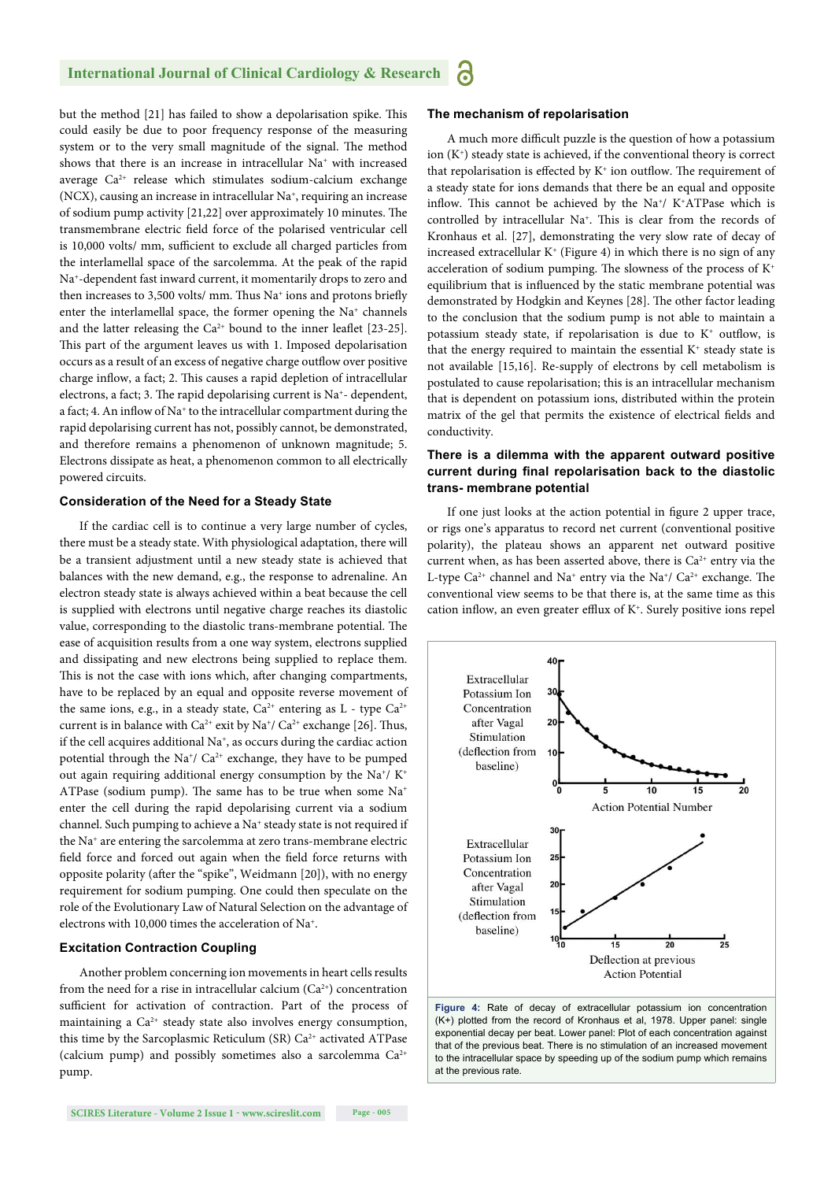but the method [21] has failed to show a depolarisation spike. This could easily be due to poor frequency response of the measuring system or to the very small magnitude of the signal. The method shows that there is an increase in intracellular $Na^+$ with increased average $Ca^{2+}$ release which stimulates sodium-calcium exchange (NCX), causing an increase in intracellular $Na^+$, requiring an increase of sodium pump activity [21,22] over approximately 10 minutes. The transmembrane electric field force of the polarised ventricular cell is 10,000 volts/ mm, sufficient to exclude all charged particles from the interlamellal space of the sarcolemma. At the peak of the rapid $Na^+$-dependent fast inward current, it momentarily drops to zero and then increases to 3,500 volts/ mm. Thus $Na^+$ ions and protons briefly enter the interlamellal space, the former opening the $Na^+$ channels and the latter releasing the $Ca^{2+}$ bound to the inner leaflet [23-25]. This part of the argument leaves us with 1. Imposed depolarisation occurs as a result of an excess of negative charge outflow over positive charge inflow, a fact; 2. This causes a rapid depletion of intracellular electrons, a fact; 3. The rapid depolarising current is $Na^+$- dependent, a fact; 4. An inflow of $Na^+$ to the intracellular compartment during the rapid depolarising current has not, possibly cannot, be demonstrated, and therefore remains a phenomenon of unknown magnitude; 5. Electrons dissipate as heat, a phenomenon common to all electrically powered circuits.

### Consideration of the Need for a Steady State

If the cardiac cell is to continue a very large number of cycles, there must be a steady state. With physiological adaptation, there will be a transient adjustment until a new steady state is achieved that balances with the new demand, e.g., the response to adrenaline. An electron steady state is always achieved within a beat because the cell is supplied with electrons until negative charge reaches its diastolic value, corresponding to the diastolic trans-membrane potential. The ease of acquisition results from a one way system, electrons supplied and dissipating and new electrons being supplied to replace them. This is not the case with ions which, after changing compartments, have to be replaced by an equal and opposite reverse movement of the same ions, e.g., in a steady state, $Ca^{2+}$ entering as L - type $Ca^{2+}$ current is in balance with $Ca^{2+}$ exit by $Na^+$/ $Ca^{2+}$ exchange [26]. Thus, if the cell acquires additional $Na^+$, as occurs during the cardiac action potential through the $Na^+$/ $Ca^{2+}$ exchange, they have to be pumped out again requiring additional energy consumption by the $Na^+$/ $K^+$ ATPase (sodium pump). The same has to be true when some $Na^+$ enter the cell during the rapid depolarising current via a sodium channel. Such pumping to achieve a $Na^+$ steady state is not required if the $Na^+$ are entering the sarcolemma at zero trans-membrane electric field force and forced out again when the field force returns with opposite polarity (after the "spike", Weidmann [20]), with no energy requirement for sodium pumping. One could then speculate on the role of the Evolutionary Law of Natural Selection on the advantage of electrons with 10,000 times the acceleration of $Na^+$.

### Excitation Contraction Coupling

Another problem concerning ion movements in heart cells results from the need for a rise in intracellular calcium ($Ca^{2+}$) concentration sufficient for activation of contraction. Part of the process of maintaining a $Ca^{2+}$ steady state also involves energy consumption, this time by the Sarcoplasmic Reticulum (SR) $Ca^{2+}$ activated ATPase (calcium pump) and possibly sometimes also a sarcolemma $Ca^{2+}$ pump.

### The mechanism of repolarisation

A much more difficult puzzle is the question of how a potassium ion ($K^+$) steady state is achieved, if the conventional theory is correct that repolarisation is effected by $K^+$ ion outflow. The requirement of a steady state for ions demands that there be an equal and opposite inflow. This cannot be achieved by the $Na^+$/ $K^+$ATPase which is controlled by intracellular $Na^+$. This is clear from the records of Kronhaus et al. [27], demonstrating the very slow rate of decay of increased extracellular $K^+$ (Figure 4) in which there is no sign of any acceleration of sodium pumping. The slowness of the process of $K^+$ equilibrium that is influenced by the static membrane potential was demonstrated by Hodgkin and Keynes [28]. The other factor leading to the conclusion that the sodium pump is not able to maintain a potassium steady state, if repolarisation is due to $K^+$ outflow, is that the energy required to maintain the essential $K^+$ steady state is not available [15,16]. Re-supply of electrons by cell metabolism is postulated to cause repolarisation; this is an intracellular mechanism that is dependent on potassium ions, distributed within the protein matrix of the gel that permits the existence of electrical fields and conductivity.

### There is a dilemma with the apparent outward positive current during final repolarisation back to the diastolic trans- membrane potential

If one just looks at the action potential in figure 2 upper trace, or rigs one's apparatus to record net current (conventional positive polarity), the plateau shows an apparent net outward positive current when, as has been asserted above, there is $Ca^{2+}$ entry via the L-type $Ca^{2+}$ channel and $Na^+$ entry via the $Na^+$/ $Ca^{2+}$ exchange. The conventional view seems to be that there is, at the same time as this cation inflow, an even greater efflux of $K^+$. Surely positive ions repel

**Figure 4:** Rate of decay of extracellular potassium ion concentration (K+) plotted from the record of Kronhaus et al, 1978. Upper panel: single exponential decay per beat. Lower panel: Plot of each concentration against that of the previous beat. There is no stimulation of an increased movement to the intracellular space by speeding up of the sodium pump which remains at the previous rate.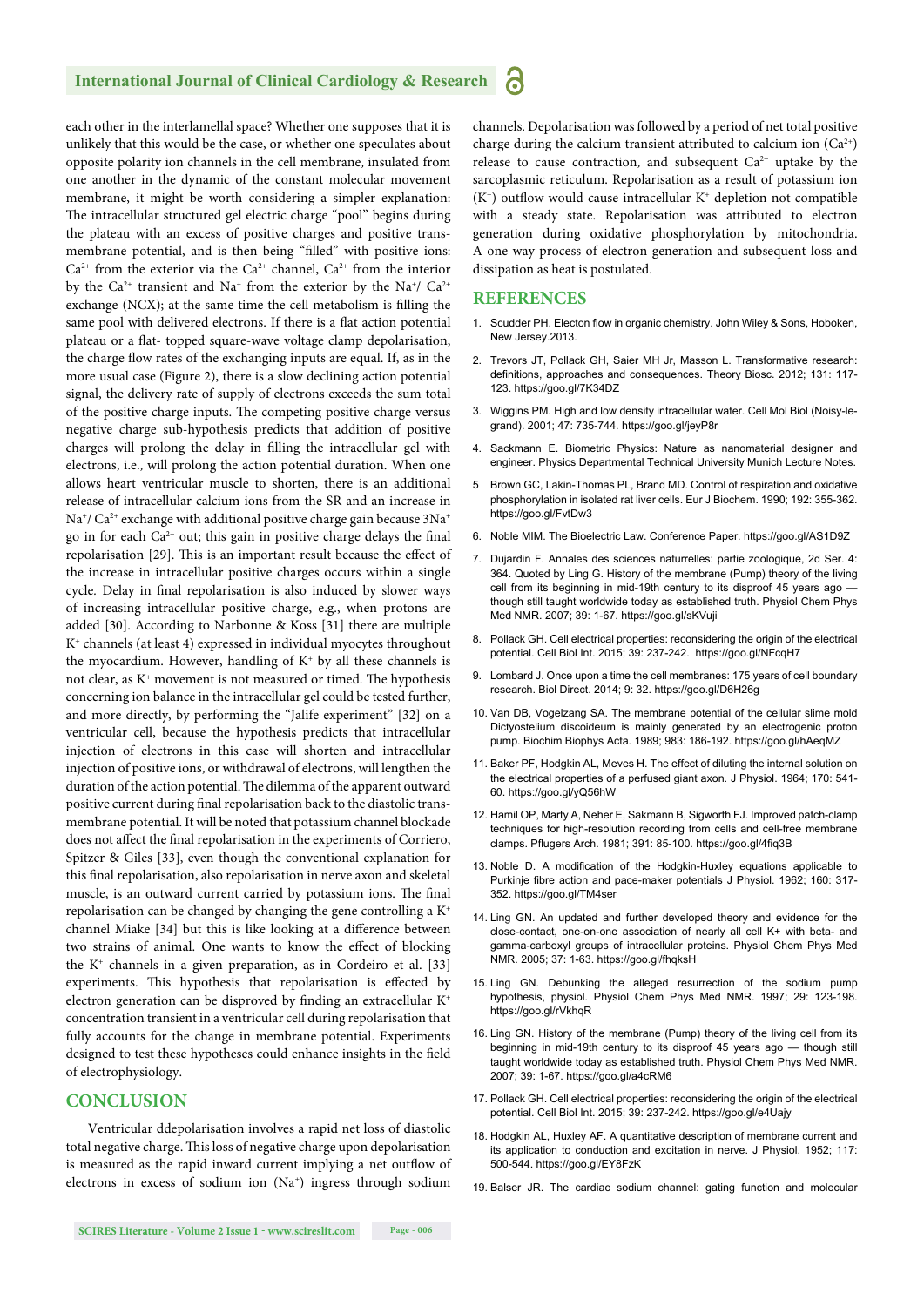each other in the interlamellal space? Whether one supposes that it is unlikely that this would be the case, or whether one speculates about opposite polarity ion channels in the cell membrane, insulated from one another in the dynamic of the constant molecular movement membrane, it might be worth considering a simpler explanation: The intracellular structured gel electric charge "pool" begins during the plateau with an excess of positive charges and positive trans-membrane potential, and is then being "filled" with positive ions: $Ca^{2+}$ from the exterior via the $Ca^{2+}$ channel, $Ca^{2+}$ from the interior by the $Ca^{2+}$ transient and $Na^{+}$ from the exterior by the $Na^{+}/Ca^{2+}$ exchange (NCX); at the same time the cell metabolism is filling the same pool with delivered electrons. If there is a flat action potential plateau or a flat- topped square-wave voltage clamp depolarisation, the charge flow rates of the exchanging inputs are equal. If, as in the more usual case (Figure 2), there is a slow declining action potential signal, the delivery rate of supply of electrons exceeds the sum total of the positive charge inputs. The competing positive charge versus negative charge sub-hypothesis predicts that addition of positive charges will prolong the delay in filling the intracellular gel with electrons, i.e., will prolong the action potential duration. When one allows heart ventricular muscle to shorten, there is an additional release of intracellular calcium ions from the SR and an increase in $Na^{+}/Ca^{2+}$ exchange with additional positive charge gain because $3Na^{+}$ go in for each $Ca^{2+}$ out; this gain in positive charge delays the final repolarisation [29]. This is an important result because the effect of the increase in intracellular positive charges occurs within a single cycle. Delay in final repolarisation is also induced by slower ways of increasing intracellular positive charge, e.g., when protons are added [30]. According to Narbonne & Koss [31] there are multiple $K^{+}$ channels (at least 4) expressed in individual myocytes throughout the myocardium. However, handling of $K^{+}$ by all these channels is not clear, as $K^{+}$ movement is not measured or timed. The hypothesis concerning ion balance in the intracellular gel could be tested further, and more directly, by performing the "Jalife experiment" [32] on a ventricular cell, because the hypothesis predicts that intracellular injection of electrons in this case will shorten and intracellular injection of positive ions, or withdrawal of electrons, will lengthen the duration of the action potential. The dilemma of the apparent outward positive current during final repolarisation back to the diastolic trans-membrane potential. It will be noted that potassium channel blockade does not affect the final repolarisation in the experiments of Corriero, Spitzer & Giles [33], even though the conventional explanation for this final repolarisation, also repolarisation in nerve axon and skeletal muscle, is an outward current carried by potassium ions. The final repolarisation can be changed by changing the gene controlling a $K^{+}$ channel Miake [34] but this is like looking at a difference between two strains of animal. One wants to know the effect of blocking the $K^{+}$ channels in a given preparation, as in Cordeiro et al. [33] experiments. This hypothesis that repolarisation is effected by electron generation can be disproved by finding an extracellular $K^{+}$ concentration transient in a ventricular cell during repolarisation that fully accounts for the change in membrane potential. Experiments designed to test these hypotheses could enhance insights in the field of electrophysiology.

## CONCLUSION

Ventricular ddepolarisation involves a rapid net loss of diastolic total negative charge. This loss of negative charge upon depolarisation is measured as the rapid inward current implying a net outflow of electrons in excess of sodium ion ($Na^{+}$) ingress through sodium channels. Depolarisation was followed by a period of net total positive charge during the calcium transient attributed to calcium ion ($Ca^{2+}$) release to cause contraction, and subsequent $Ca^{2+}$ uptake by the sarcoplasmic reticulum. Repolarisation as a result of potassium ion ($K^{+}$) outflow would cause intracellular $K^{+}$ depletion not compatible with a steady state. Repolarisation was attributed to electron generation during oxidative phosphorylation by mitochondria. A one way process of electron generation and subsequent loss and dissipation as heat is postulated.

## REFERENCES

1. Scudder PH. Electon flow in organic chemistry. John Wiley & Sons, Hoboken, New Jersey.2013.
2. Trevors JT, Pollack GH, Saier MH Jr, Masson L. Transformative research: definitions, approaches and consequences. Theory Biosc. 2012; 131: 117-123. https://goo.gl/7K34DZ
3. Wiggins PM. High and low density intracellular water. Cell Mol Biol (Noisy-le-grand). 2001; 47: 735-744. https://goo.gl/jeyP8r
4. Sackmann E. Biometric Physics: Nature as nanomaterial designer and engineer. Physics Departmental Technical University Munich Lecture Notes.
5. Brown GC, Lakin-Thomas PL, Brand MD. Control of respiration and oxidative phosphorylation in isolated rat liver cells. Eur J Biochem. 1990; 192: 355-362. https://goo.gl/FvtDw3
6. Noble MIM. The Bioelectric Law. Conference Paper. https://goo.gl/AS1D9Z
7. Dujardin F. Annales des sciences naturelles: partie zoologique, 2d Ser. 4: 364. Quoted by Ling G. History of the membrane (Pump) theory of the living cell from its beginning in mid-19th century to its disproof 45 years ago — though still taught worldwide today as established truth. Physiol Chem Phys Med NMR. 2007; 39: 1-67. https://goo.gl/sKVuji
8. Pollack GH. Cell electrical properties: reconsidering the origin of the electrical potential. Cell Biol Int. 2015; 39: 237-242. https://goo.gl/NFcqH7
9. Lombard J. Once upon a time the cell membranes: 175 years of cell boundary research. Biol Direct. 2014; 9: 32. https://goo.gl/D6H26g
10. Van DB, Vogelzang SA. The membrane potential of the cellular slime mold Dictyostelium discoideum is mainly generated by an electrogenic proton pump. Biochim Biophys Acta. 1989; 983: 186-192. https://goo.gl/hAeqMZ
11. Baker PF, Hodgkin AL, Meves H. The effect of diluting the internal solution on the electrical properties of a perfused giant axon. J Physiol. 1964; 170: 541-60. https://goo.gl/yQ56hW
12. Hamil OP, Marty A, Neher E, Sakmann B, Sigworth FJ. Improved patch-clamp techniques for high-resolution recording from cells and cell-free membrane clamps. Pflugers Arch. 1981; 391: 85-100. https://goo.gl/4fiq3B
13. Noble D. A modification of the Hodgkin-Huxley equations applicable to Purkinje fibre action and pace-maker potentials J Physiol. 1962; 160: 317-352. https://goo.gl/TM4ser
14. Ling GN. An updated and further developed theory and evidence for the close-contact, one-on-one association of nearly all cell K+ with beta- and gamma-carboxyl groups of intracellular proteins. Physiol Chem Phys Med NMR. 2005; 37: 1-63. https://goo.gl/fhqksH
15. Ling GN. Debunking the alleged resurrection of the sodium pump hypothesis, physiol. Physiol Chem Phys Med NMR. 1997; 29: 123-198. https://goo.gl/rVkhqR
16. Ling GN. History of the membrane (Pump) theory of the living cell from its beginning in mid-19th century to its disproof 45 years ago — though still taught worldwide today as established truth. Physiol Chem Phys Med NMR. 2007; 39: 1-67. https://goo.gl/a4cRM6
17. Pollack GH. Cell electrical properties: reconsidering the origin of the electrical potential. Cell Biol Int. 2015; 39: 237-242. https://goo.gl/e4Uajy
18. Hodgkin AL, Huxley AF. A quantitative description of membrane current and its application to conduction and excitation in nerve. J Physiol. 1952; 117: 500-544. https://goo.gl/EY8FzK
19. Balser JR. The cardiac sodium channel: gating function and molecular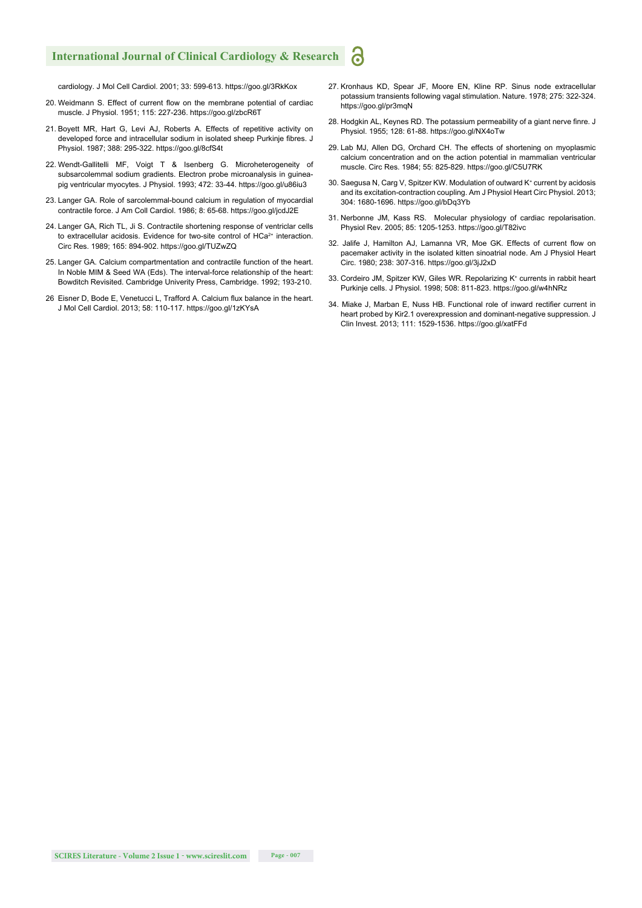cardiology. J Mol Cell Cardiol. 2001; 33: 599-613. https://goo.gl/3RkKox

20. Weidmann S. Effect of current flow on the membrane potential of cardiac muscle. J Physiol. 1951; 115: 227-236. https://goo.gl/zbcR6T

21. Boyett MR, Hart G, Levi AJ, Roberts A. Effects of repetitive activity on developed force and intracellular sodium in isolated sheep Purkinje fibres. J Physiol. 1987; 388: 295-322. https://goo.gl/8cfS4t

22. Wendt-Gallitelli MF, Voigt T & Isenberg G. Microheterogeneity of subsarcolemmal sodium gradients. Electron probe microanalysis in guinea-pig ventricular myocytes. J Physiol. 1993; 472: 33-44. https://goo.gl/u86iu3

23. Langer GA. Role of sarcolemmal-bound calcium in regulation of myocardial contractile force. J Am Coll Cardiol. 1986; 8: 65-68. https://goo.gl/jcdJ2E

24. Langer GA, Rich TL, Ji S. Contractile shortening response of ventriclar cells to extracellular acidosis. Evidence for two-site control of $HCa^{2+}$ interaction. Circ Res. 1989; 165: 894-902. https://goo.gl/TUZwZQ

25. Langer GA. Calcium compartmentation and contractile function of the heart. In Noble MIM & Seed WA (Eds). The interval-force relationship of the heart: Bowditch Revisited. Cambridge Univerity Press, Cambridge. 1992; 193-210.

26 Eisner D, Bode E, Venetucci L, Trafford A. Calcium flux balance in the heart. J Mol Cell Cardiol. 2013; 58: 110-117. https://goo.gl/1zKYsA

27. Kronhaus KD, Spear JF, Moore EN, Kline RP. Sinus node extracellular potassium transients following vagal stimulation. Nature. 1978; 275: 322-324. https://goo.gl/pr3mqN

28. Hodgkin AL, Keynes RD. The potassium permeability of a giant nerve finre. J Physiol. 1955; 128: 61-88. https://goo.gl/NX4oTw

29. Lab MJ, Allen DG, Orchard CH. The effects of shortening on myoplasmic calcium concentration and on the action potential in mammalian ventricular muscle. Circ Res. 1984; 55: 825-829. https://goo.gl/C5U7RK

30. Saegusa N, Carg V, Spitzer KW. Modulation of outward $K^+$ current by acidosis and its excitation-contraction coupling. Am J Physiol Heart Circ Physiol. 2013; 304: 1680-1696. https://goo.gl/bDq3Yb

31. Nerbonne JM, Kass RS. Molecular physiology of cardiac repolarisation. Physiol Rev. 2005; 85: 1205-1253. https://goo.gl/T82ivc

32. Jalife J, Hamilton AJ, Lamanna VR, Moe GK. Effects of current flow on pacemaker activity in the isolated kitten sinoatrial node. Am J Physiol Heart Circ. 1980; 238: 307-316. https://goo.gl/3jJ2xD

33. Cordeiro JM, Spitzer KW, Giles WR. Repolarizing $K^+$ currents in rabbit heart Purkinje cells. J Physiol. 1998; 508: 811-823. https://goo.gl/w4hNRz

34. Miake J, Marban E, Nuss HB. Functional role of inward rectifier current in heart probed by Kir2.1 overexpression and dominant-negative suppression. J Clin Invest. 2013; 111: 1529-1536. https://goo.gl/xatFFd